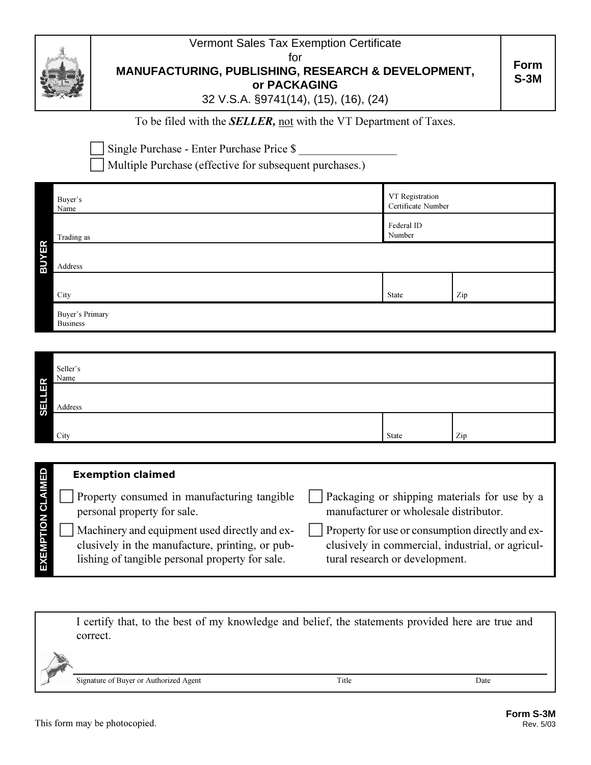# Vermont Sales Tax Exemption Certificate for MANUFACTURING, PUBLISHING, RESEARCH & DEVELOPMENT, or PACKAGING

32 V.S.A. §9741(14), (15), (16), (24)

**Form S-3M**

To be filed with the ***SELLER,*** not with the VT Department of Taxes.

☐ Single Purchase - Enter Purchase Price $ ________________

☐ Multiple Purchase (effective for subsequent purchases.)

## BUYER

| | | |
|---|---|---|
| Buyer's Name | VT Registration Certificate Number | |
| Trading as | Federal ID Number | |
| Address | | |
| City | State | Zip |
| Buyer's Primary Business | | |

## SELLER

| | | |
|---|---|---|
| Seller's Name | | |
| Address | | |
| City | State | Zip |

## EXEMPTION CLAIMED

**Exemption claimed**

☐ Property consumed in manufacturing tangible personal property for sale.

☐ Machinery and equipment used directly and exclusively in the manufacture, printing, or publishing of tangible personal property for sale.

☐ Packaging or shipping materials for use by a manufacturer or wholesale distributor.

☐ Property for use or consumption directly and exclusively in commercial, industrial, or agricultural research or development.

I certify that, to the best of my knowledge and belief, the statements provided here are true and correct.

| Signature of Buyer or Authorized Agent | Title | Date |
|---|---|---|
| | | |

This form may be photocopied.

Form S-3M
Rev. 5/03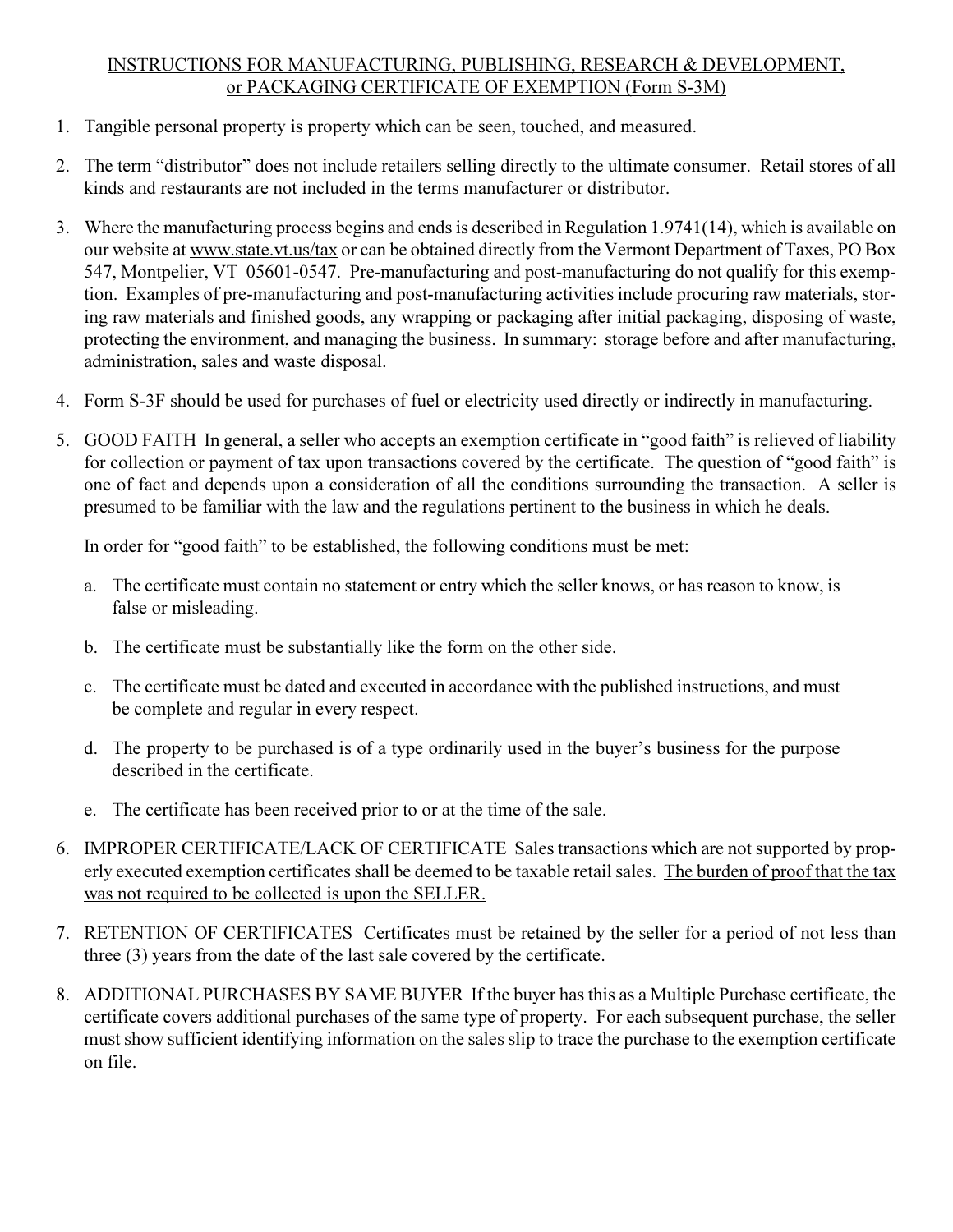## INSTRUCTIONS FOR MANUFACTURING, PUBLISHING, RESEARCH & DEVELOPMENT, or PACKAGING CERTIFICATE OF EXEMPTION (Form S-3M)

1. Tangible personal property is property which can be seen, touched, and measured.

2. The term "distributor" does not include retailers selling directly to the ultimate consumer. Retail stores of all kinds and restaurants are not included in the terms manufacturer or distributor.

3. Where the manufacturing process begins and ends is described in Regulation 1.9741(14), which is available on our website at www.state.vt.us/tax or can be obtained directly from the Vermont Department of Taxes, PO Box 547, Montpelier, VT 05601-0547. Pre-manufacturing and post-manufacturing do not qualify for this exemption. Examples of pre-manufacturing and post-manufacturing activities include procuring raw materials, storing raw materials and finished goods, any wrapping or packaging after initial packaging, disposing of waste, protecting the environment, and managing the business. In summary: storage before and after manufacturing, administration, sales and waste disposal.

4. Form S-3F should be used for purchases of fuel or electricity used directly or indirectly in manufacturing.

5. GOOD FAITH In general, a seller who accepts an exemption certificate in "good faith" is relieved of liability for collection or payment of tax upon transactions covered by the certificate. The question of "good faith" is one of fact and depends upon a consideration of all the conditions surrounding the transaction. A seller is presumed to be familiar with the law and the regulations pertinent to the business in which he deals.

   In order for "good faith" to be established, the following conditions must be met:

   a. The certificate must contain no statement or entry which the seller knows, or has reason to know, is false or misleading.

   b. The certificate must be substantially like the form on the other side.

   c. The certificate must be dated and executed in accordance with the published instructions, and must be complete and regular in every respect.

   d. The property to be purchased is of a type ordinarily used in the buyer's business for the purpose described in the certificate.

   e. The certificate has been received prior to or at the time of the sale.

6. IMPROPER CERTIFICATE/LACK OF CERTIFICATE Sales transactions which are not supported by properly executed exemption certificates shall be deemed to be taxable retail sales. The burden of proof that the tax was not required to be collected is upon the SELLER.

7. RETENTION OF CERTIFICATES Certificates must be retained by the seller for a period of not less than three (3) years from the date of the last sale covered by the certificate.

8. ADDITIONAL PURCHASES BY SAME BUYER If the buyer has this as a Multiple Purchase certificate, the certificate covers additional purchases of the same type of property. For each subsequent purchase, the seller must show sufficient identifying information on the sales slip to trace the purchase to the exemption certificate on file.